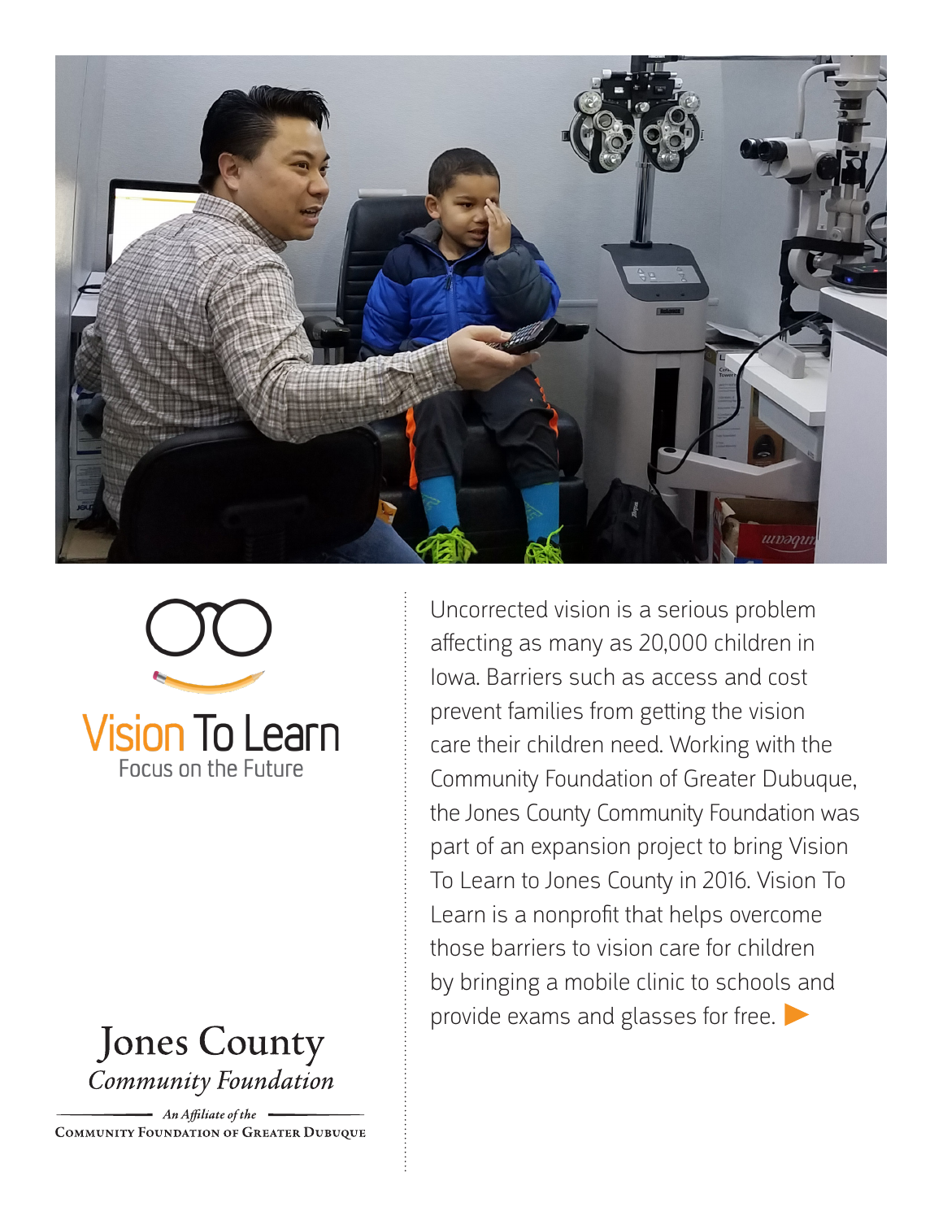Vision To Learn

Focus on the Future

Jones County

*Community Foundation*

*An Affiliate of the*

COMMUNITY FOUNDATION OF GREATER DUBUQUE

Uncorrected vision is a serious problem affecting as many as 20,000 children in Iowa. Barriers such as access and cost prevent families from getting the vision care their children need. Working with the Community Foundation of Greater Dubuque, the Jones County Community Foundation was part of an expansion project to bring Vision To Learn to Jones County in 2016. Vision To Learn is a nonprofit that helps overcome those barriers to vision care for children by bringing a mobile clinic to schools and provide exams and glasses for free.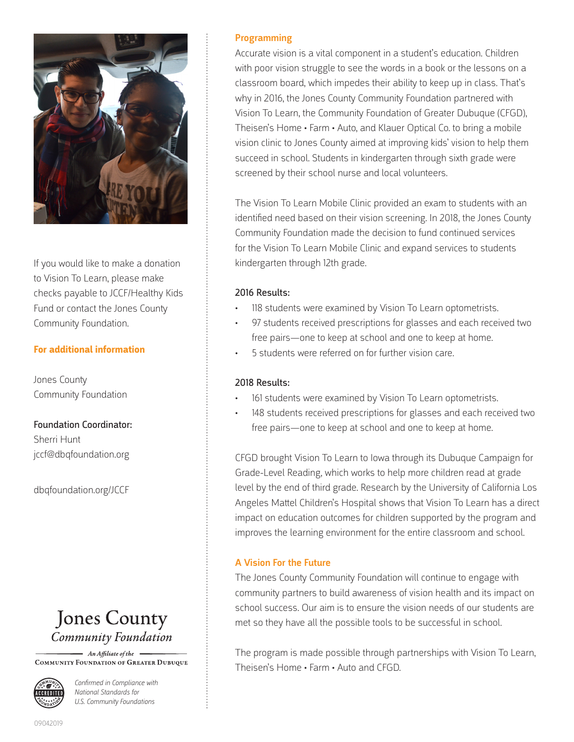If you would like to make a donation to Vision To Learn, please make checks payable to JCCF/Healthy Kids Fund or contact the Jones County Community Foundation.

## For additional information

Jones County
Community Foundation

**Foundation Coordinator:**
Sherri Hunt
jccf@dbqfoundation.org

dbqfoundation.org/JCCF

Jones County
*Community Foundation*

*An Affiliate of the*
Community Foundation of Greater Dubuque

*Confirmed in Compliance with National Standards for U.S. Community Foundations*

## Programming

Accurate vision is a vital component in a student's education. Children with poor vision struggle to see the words in a book or the lessons on a classroom board, which impedes their ability to keep up in class. That's why in 2016, the Jones County Community Foundation partnered with Vision To Learn, the Community Foundation of Greater Dubuque (CFGD), Theisen's Home • Farm • Auto, and Klauer Optical Co. to bring a mobile vision clinic to Jones County aimed at improving kids' vision to help them succeed in school. Students in kindergarten through sixth grade were screened by their school nurse and local volunteers.

The Vision To Learn Mobile Clinic provided an exam to students with an identified need based on their vision screening. In 2018, the Jones County Community Foundation made the decision to fund continued services for the Vision To Learn Mobile Clinic and expand services to students kindergarten through 12th grade.

**2016 Results:**

- 118 students were examined by Vision To Learn optometrists.
- 97 students received prescriptions for glasses and each received two free pairs—one to keep at school and one to keep at home.
- 5 students were referred on for further vision care.

**2018 Results:**

- 161 students were examined by Vision To Learn optometrists.
- 148 students received prescriptions for glasses and each received two free pairs—one to keep at school and one to keep at home.

CFGD brought Vision To Learn to Iowa through its Dubuque Campaign for Grade-Level Reading, which works to help more children read at grade level by the end of third grade. Research by the University of California Los Angeles Mattel Children's Hospital shows that Vision To Learn has a direct impact on education outcomes for children supported by the program and improves the learning environment for the entire classroom and school.

## A Vision For the Future

The Jones County Community Foundation will continue to engage with community partners to build awareness of vision health and its impact on school success. Our aim is to ensure the vision needs of our students are met so they have all the possible tools to be successful in school.

The program is made possible through partnerships with Vision To Learn, Theisen's Home • Farm • Auto and CFGD.

09042019